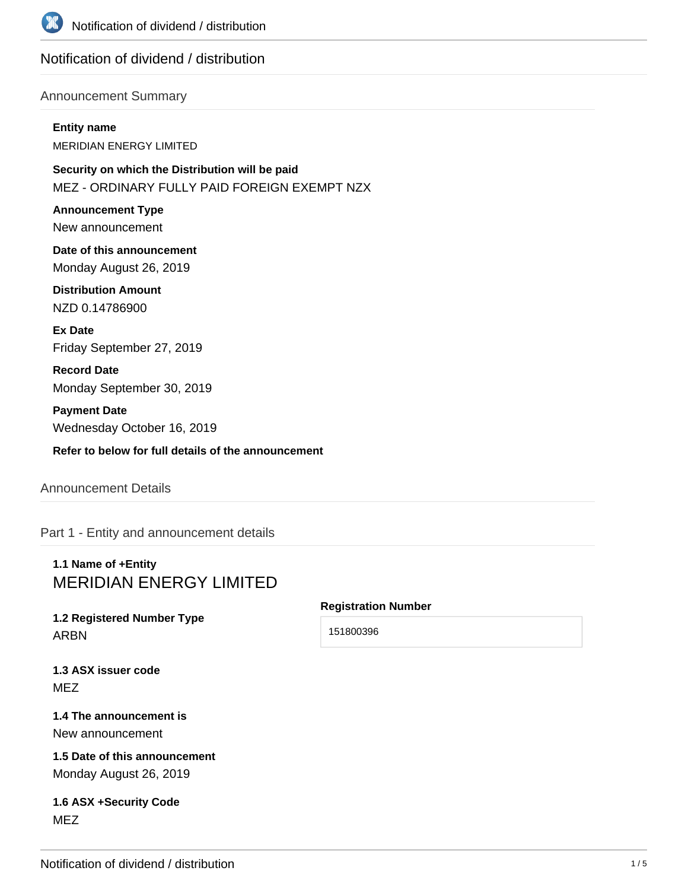# Notification of dividend / distribution

## Announcement Summary

**Entity name**

MERIDIAN ENERGY LIMITED

**Security on which the Distribution will be paid**

MEZ - ORDINARY FULLY PAID FOREIGN EXEMPT NZX

**Announcement Type**

New announcement

**Date of this announcement**

Monday August 26, 2019

**Distribution Amount**

NZD 0.14786900

**Ex Date**

Friday September 27, 2019

**Record Date**

Monday September 30, 2019

**Payment Date**

Wednesday October 16, 2019

**Refer to below for full details of the announcement**

## Announcement Details

## Part 1 - Entity and announcement details

**1.1 Name of +Entity**

MERIDIAN ENERGY LIMITED

**1.2 Registered Number Type**

ARBN

**Registration Number**

151800396

**1.3 ASX issuer code**

MEZ

**1.4 The announcement is**

New announcement

**1.5 Date of this announcement**

Monday August 26, 2019

**1.6 ASX +Security Code**

MEZ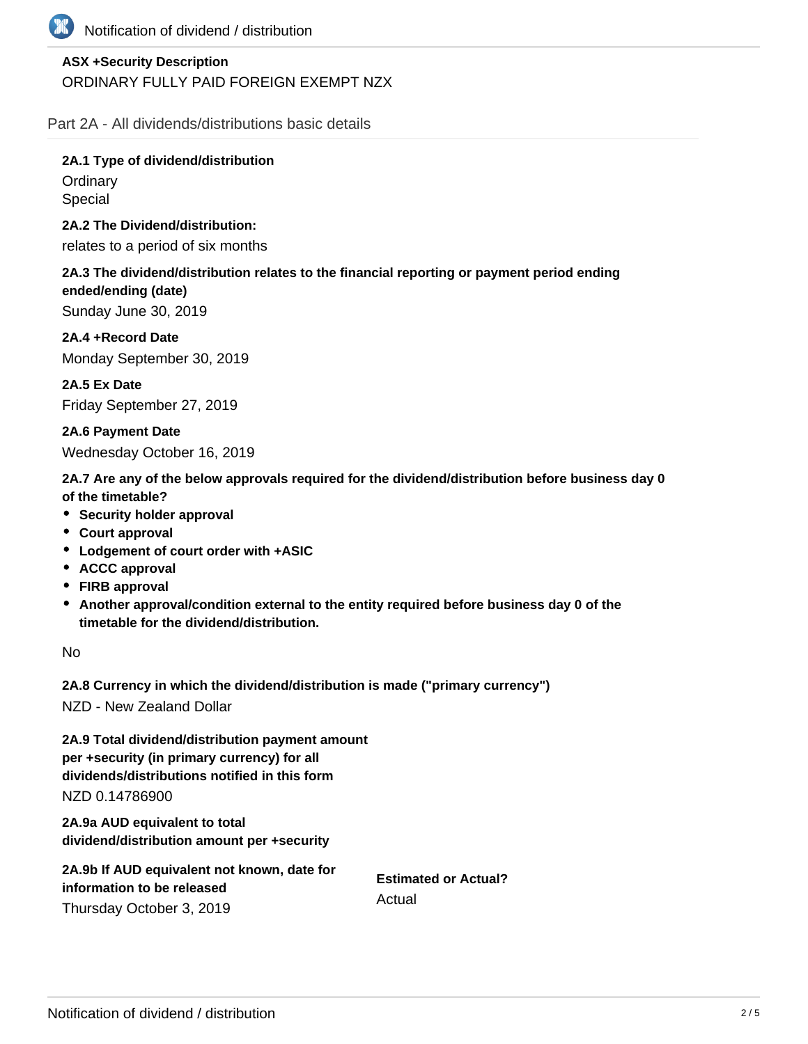**ASX +Security Description**

ORDINARY FULLY PAID FOREIGN EXEMPT NZX

## Part 2A - All dividends/distributions basic details

**2A.1 Type of dividend/distribution**

Ordinary

Special

**2A.2 The Dividend/distribution:**

relates to a period of six months

**2A.3 The dividend/distribution relates to the financial reporting or payment period ending ended/ending (date)**

Sunday June 30, 2019

**2A.4 +Record Date**

Monday September 30, 2019

**2A.5 Ex Date**

Friday September 27, 2019

**2A.6 Payment Date**

Wednesday October 16, 2019

**2A.7 Are any of the below approvals required for the dividend/distribution before business day 0 of the timetable?**

- **Security holder approval**
- **Court approval**
- **Lodgement of court order with +ASIC**
- **ACCC approval**
- **FIRB approval**
- **Another approval/condition external to the entity required before business day 0 of the timetable for the dividend/distribution.**

No

**2A.8 Currency in which the dividend/distribution is made ("primary currency")**

NZD - New Zealand Dollar

**2A.9 Total dividend/distribution payment amount per +security (in primary currency) for all dividends/distributions notified in this form**

NZD 0.14786900

**2A.9a AUD equivalent to total dividend/distribution amount per +security**

**2A.9b If AUD equivalent not known, date for information to be released**

Thursday October 3, 2019

**Estimated or Actual?**

Actual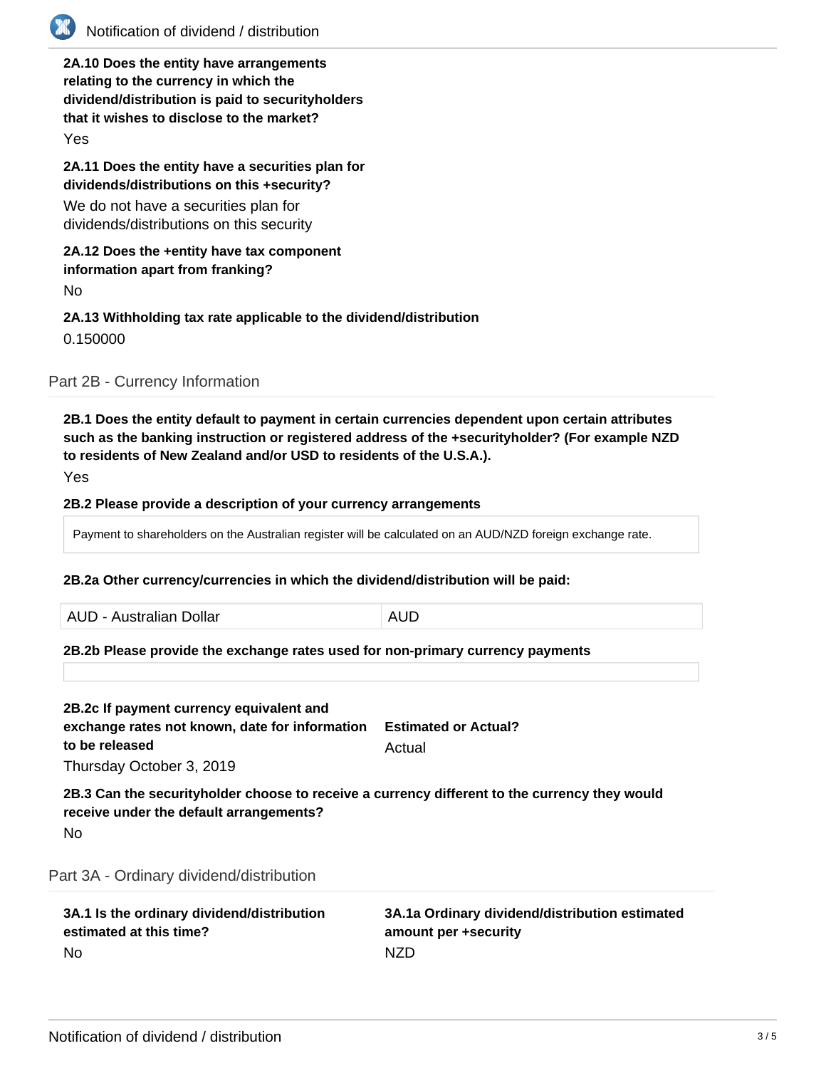**2A.10 Does the entity have arrangements relating to the currency in which the dividend/distribution is paid to securityholders that it wishes to disclose to the market?**

Yes

**2A.11 Does the entity have a securities plan for dividends/distributions on this +security?**

We do not have a securities plan for dividends/distributions on this security

**2A.12 Does the +entity have tax component information apart from franking?**

No

**2A.13 Withholding tax rate applicable to the dividend/distribution**

0.150000

## Part 2B - Currency Information

**2B.1 Does the entity default to payment in certain currencies dependent upon certain attributes such as the banking instruction or registered address of the +securityholder? (For example NZD to residents of New Zealand and/or USD to residents of the U.S.A.).**

Yes

**2B.2 Please provide a description of your currency arrangements**

Payment to shareholders on the Australian register will be calculated on an AUD/NZD foreign exchange rate.

**2B.2a Other currency/currencies in which the dividend/distribution will be paid:**

| AUD - Australian Dollar | AUD |
| --- | --- |

**2B.2b Please provide the exchange rates used for non-primary currency payments**

**2B.2c If payment currency equivalent and exchange rates not known, date for information to be released**

Thursday October 3, 2019

**Estimated or Actual?**

Actual

**2B.3 Can the securityholder choose to receive a currency different to the currency they would receive under the default arrangements?**

No

## Part 3A - Ordinary dividend/distribution

**3A.1 Is the ordinary dividend/distribution estimated at this time?**

No

**3A.1a Ordinary dividend/distribution estimated amount per +security**

NZD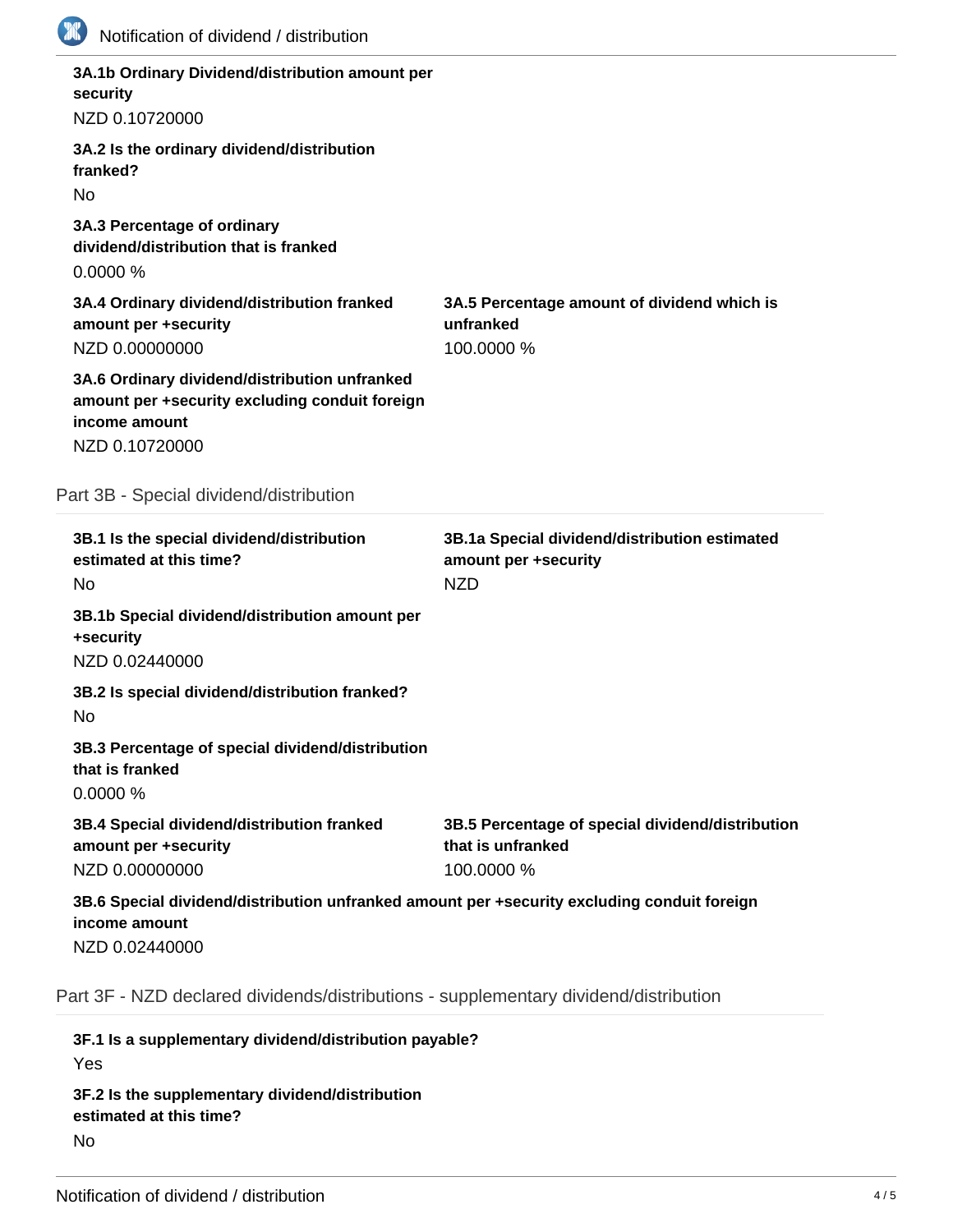**3A.1b Ordinary Dividend/distribution amount per security**

NZD 0.10720000

**3A.2 Is the ordinary dividend/distribution franked?**

No

**3A.3 Percentage of ordinary dividend/distribution that is franked**

0.0000 %

**3A.4 Ordinary dividend/distribution franked amount per +security**

NZD 0.00000000

**3A.5 Percentage amount of dividend which is unfranked**

100.0000 %

**3A.6 Ordinary dividend/distribution unfranked amount per +security excluding conduit foreign income amount**

NZD 0.10720000

## Part 3B - Special dividend/distribution

**3B.1 Is the special dividend/distribution estimated at this time?**

No

**3B.1a Special dividend/distribution estimated amount per +security**

NZD

**3B.1b Special dividend/distribution amount per +security**

NZD 0.02440000

**3B.2 Is special dividend/distribution franked?**

No

**3B.3 Percentage of special dividend/distribution that is franked**

0.0000 %

**3B.4 Special dividend/distribution franked amount per +security**

NZD 0.00000000

**3B.5 Percentage of special dividend/distribution that is unfranked**

100.0000 %

**3B.6 Special dividend/distribution unfranked amount per +security excluding conduit foreign income amount**

NZD 0.02440000

## Part 3F - NZD declared dividends/distributions - supplementary dividend/distribution

**3F.1 Is a supplementary dividend/distribution payable?**

Yes

**3F.2 Is the supplementary dividend/distribution estimated at this time?**

No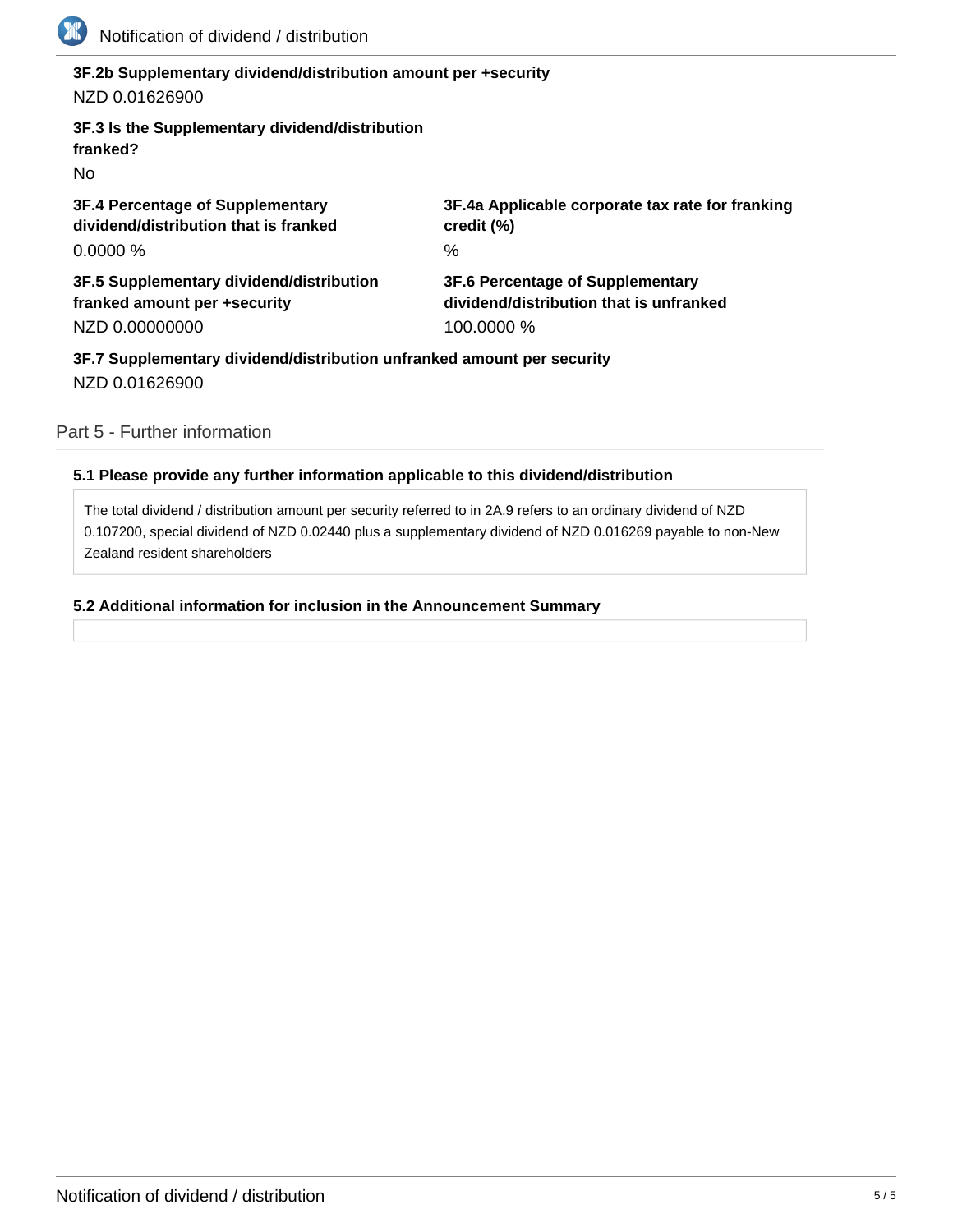**3F.2b Supplementary dividend/distribution amount per +security**

NZD 0.01626900

**3F.3 Is the Supplementary dividend/distribution franked?**

No

**3F.4 Percentage of Supplementary dividend/distribution that is franked**

0.0000 %

**3F.4a Applicable corporate tax rate for franking credit (%)**

%

**3F.5 Supplementary dividend/distribution franked amount per +security**

NZD 0.00000000

**3F.6 Percentage of Supplementary dividend/distribution that is unfranked**

100.0000 %

**3F.7 Supplementary dividend/distribution unfranked amount per security**

NZD 0.01626900

## Part 5 - Further information

**5.1 Please provide any further information applicable to this dividend/distribution**

The total dividend / distribution amount per security referred to in 2A.9 refers to an ordinary dividend of NZD 0.107200, special dividend of NZD 0.02440 plus a supplementary dividend of NZD 0.016269 payable to non-New Zealand resident shareholders

**5.2 Additional information for inclusion in the Announcement Summary**